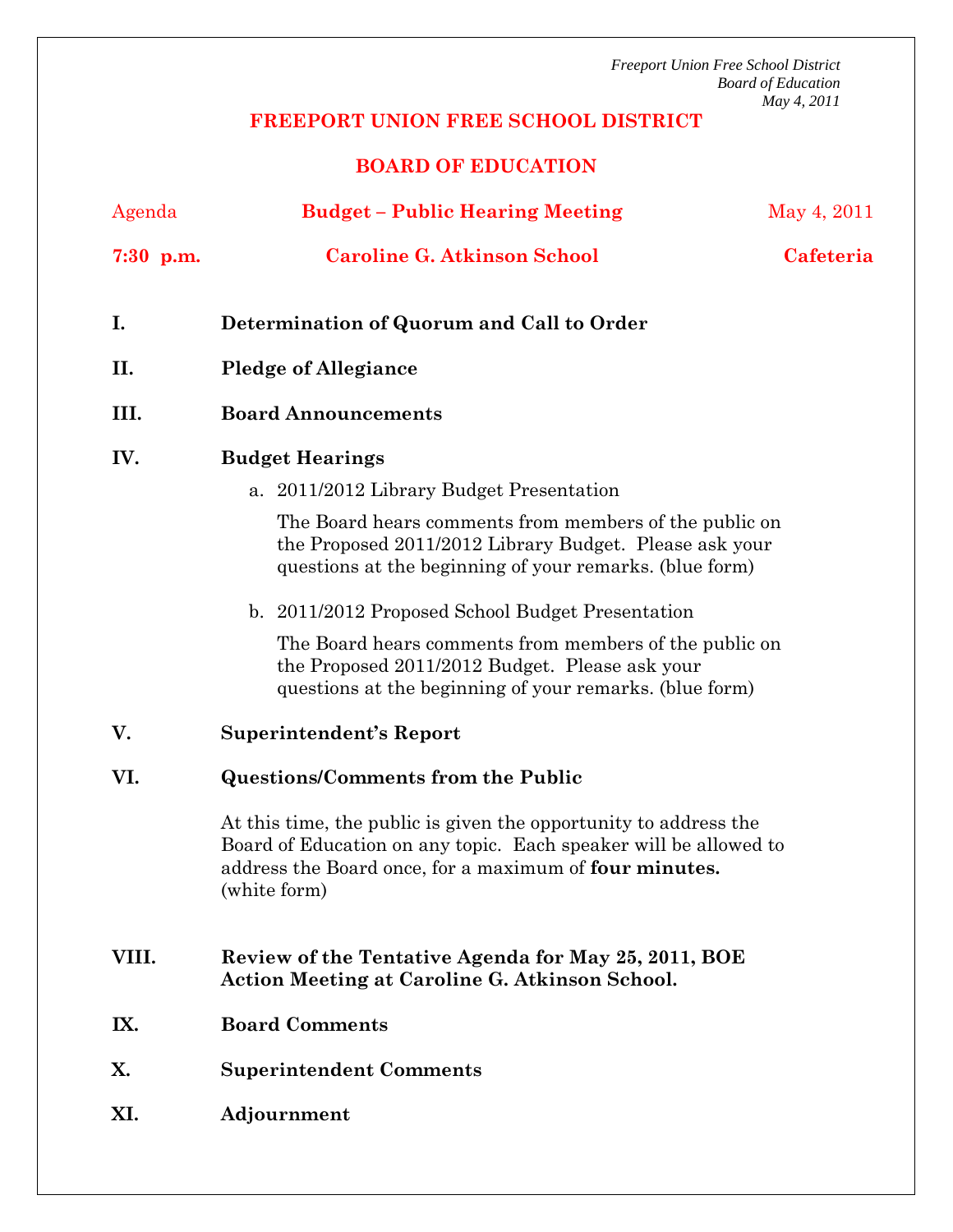# FREEPORT UNION FREE SCHOOL DISTRICT

## BOARD OF EDUCATION

Agenda **Budget – Public Hearing Meeting** May 4, 2011

**7:30 p.m.** **Caroline G. Atkinson School** **Cafeteria**

**I. Determination of Quorum and Call to Order**

**II. Pledge of Allegiance**

**III. Board Announcements**

**IV. Budget Hearings**

a. 2011/2012 Library Budget Presentation

The Board hears comments from members of the public on the Proposed 2011/2012 Library Budget. Please ask your questions at the beginning of your remarks. (blue form)

b. 2011/2012 Proposed School Budget Presentation

The Board hears comments from members of the public on the Proposed 2011/2012 Budget. Please ask your questions at the beginning of your remarks. (blue form)

**V. Superintendent's Report**

**VI. Questions/Comments from the Public**

At this time, the public is given the opportunity to address the Board of Education on any topic. Each speaker will be allowed to address the Board once, for a maximum of **four minutes.** (white form)

**VIII. Review of the Tentative Agenda for May 25, 2011, BOE Action Meeting at Caroline G. Atkinson School.**

**IX. Board Comments**

**X. Superintendent Comments**

**XI. Adjournment**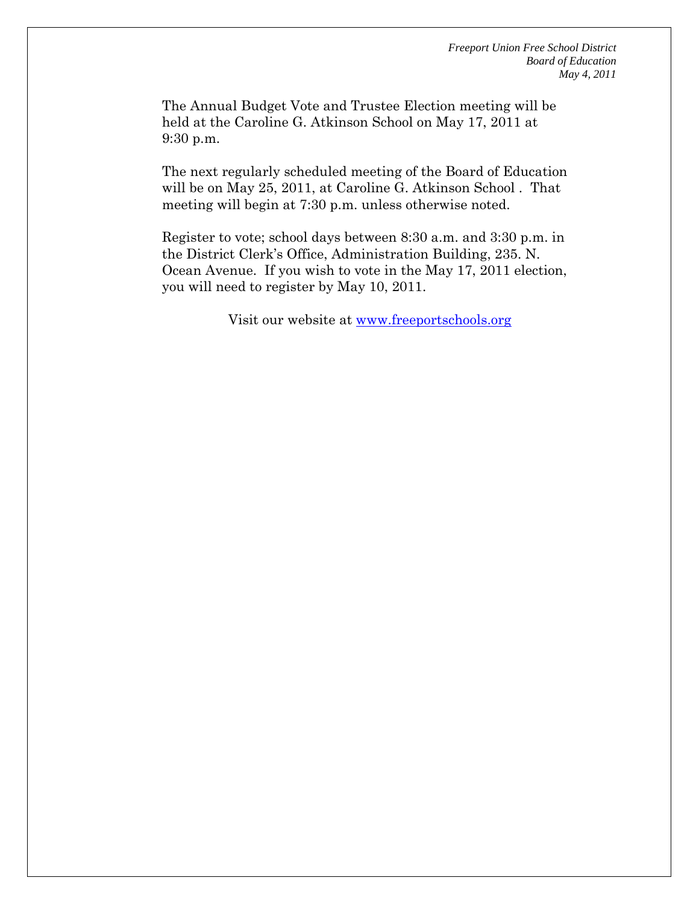The Annual Budget Vote and Trustee Election meeting will be held at the Caroline G. Atkinson School on May 17, 2011 at 9:30 p.m.

The next regularly scheduled meeting of the Board of Education will be on May 25, 2011, at Caroline G. Atkinson School . That meeting will begin at 7:30 p.m. unless otherwise noted.

Register to vote; school days between 8:30 a.m. and 3:30 p.m. in the District Clerk's Office, Administration Building, 235. N. Ocean Avenue. If you wish to vote in the May 17, 2011 election, you will need to register by May 10, 2011.

Visit our website at [www.freeportschools.org](http://www.freeportschools.org)